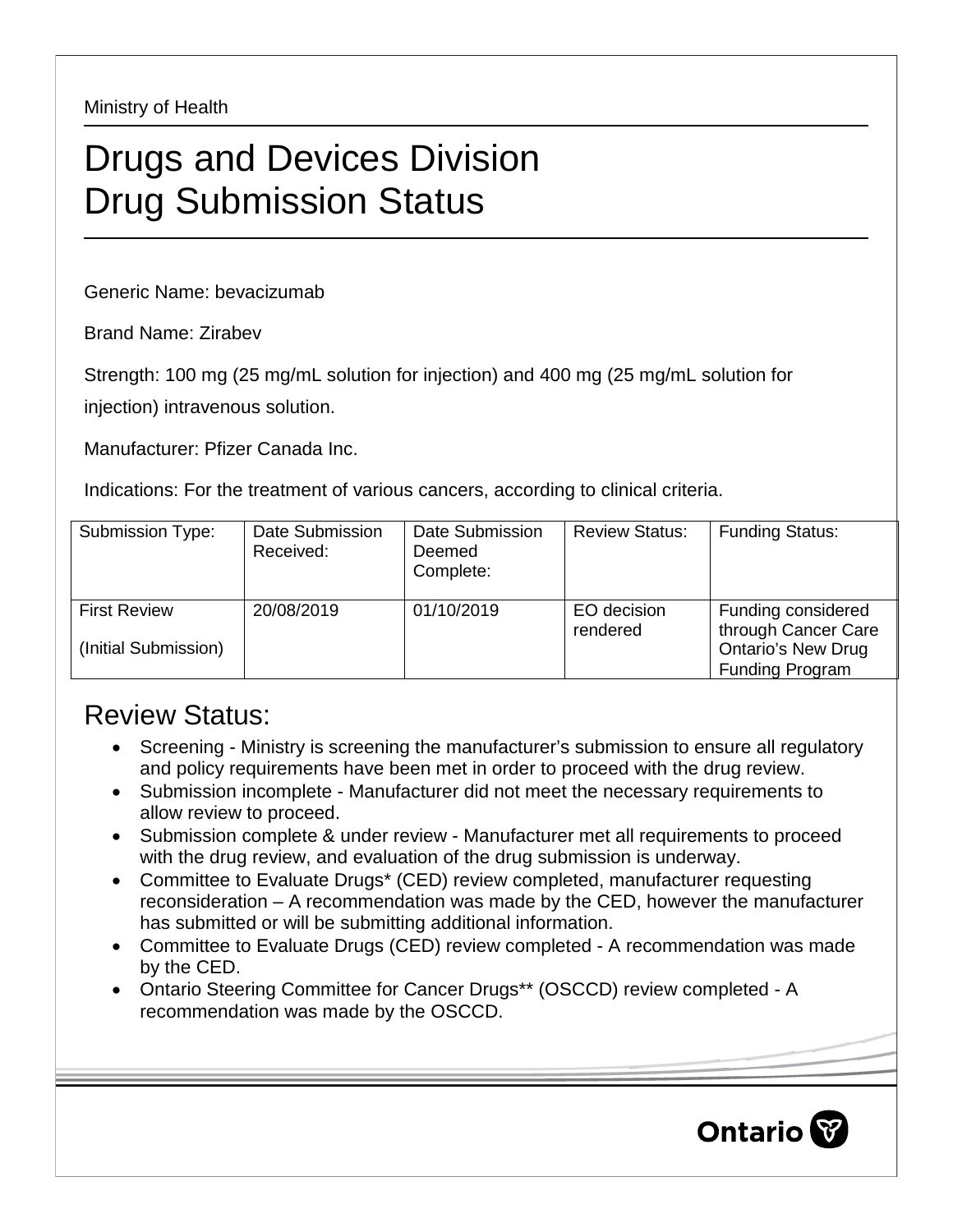Ministry of Health

# Drugs and Devices Division
# Drug Submission Status

Generic Name: bevacizumab

Brand Name: Zirabev

Strength: 100 mg (25 mg/mL solution for injection) and 400 mg (25 mg/mL solution for injection) intravenous solution.

Manufacturer: Pfizer Canada Inc.

Indications: For the treatment of various cancers, according to clinical criteria.

| Submission Type: | Date Submission Received: | Date Submission Deemed Complete: | Review Status: | Funding Status: |
|---|---|---|---|---|
| First Review (Initial Submission) | 20/08/2019 | 01/10/2019 | EO decision rendered | Funding considered through Cancer Care Ontario's New Drug Funding Program |

## Review Status:

- Screening - Ministry is screening the manufacturer's submission to ensure all regulatory and policy requirements have been met in order to proceed with the drug review.
- Submission incomplete - Manufacturer did not meet the necessary requirements to allow review to proceed.
- Submission complete & under review - Manufacturer met all requirements to proceed with the drug review, and evaluation of the drug submission is underway.
- Committee to Evaluate Drugs* (CED) review completed, manufacturer requesting reconsideration – A recommendation was made by the CED, however the manufacturer has submitted or will be submitting additional information.
- Committee to Evaluate Drugs (CED) review completed - A recommendation was made by the CED.
- Ontario Steering Committee for Cancer Drugs** (OSCCD) review completed - A recommendation was made by the OSCCD.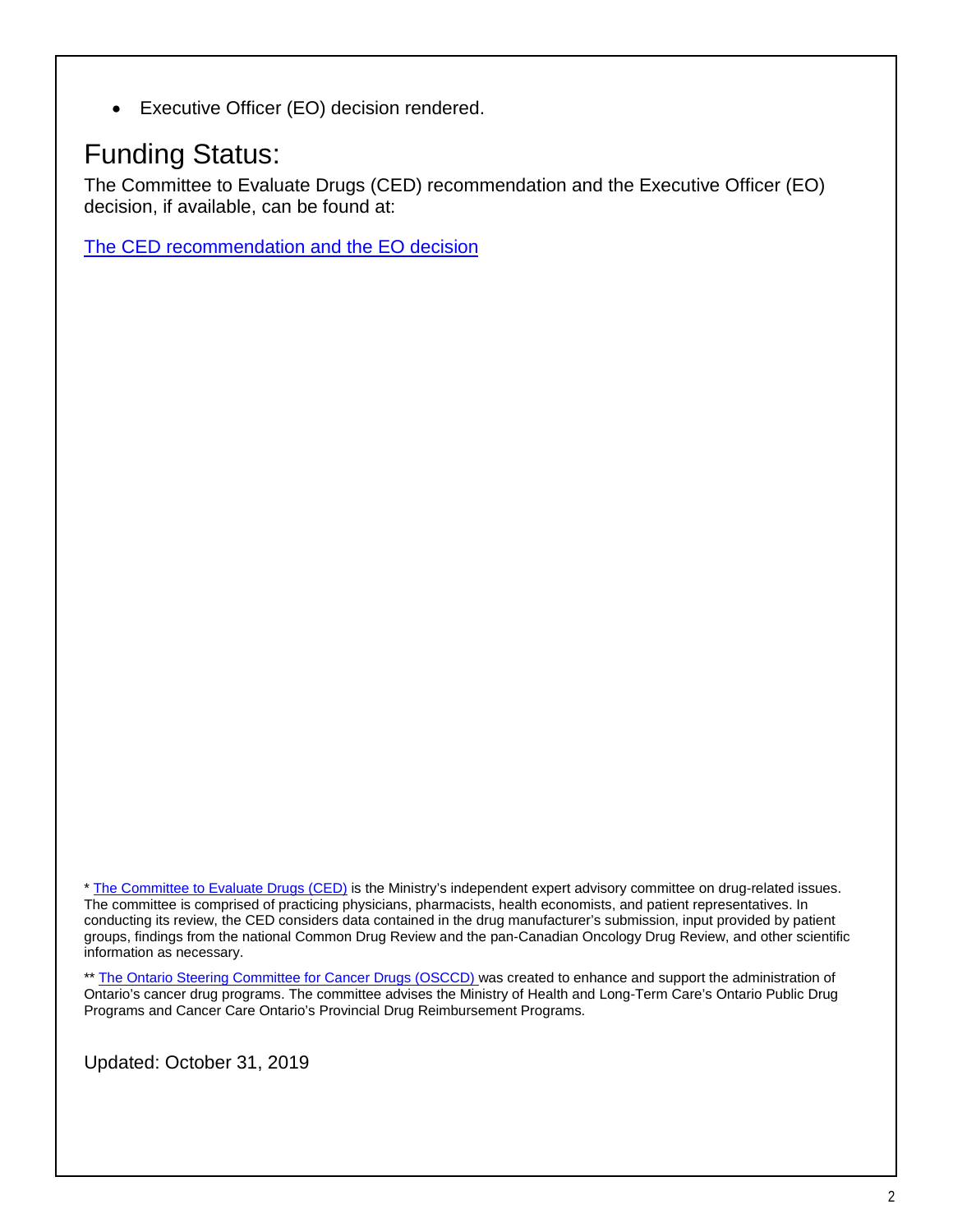- Executive Officer (EO) decision rendered.

## Funding Status:

The Committee to Evaluate Drugs (CED) recommendation and the Executive Officer (EO) decision, if available, can be found at:

The CED recommendation and the EO decision

* The Committee to Evaluate Drugs (CED) is the Ministry's independent expert advisory committee on drug-related issues. The committee is comprised of practicing physicians, pharmacists, health economists, and patient representatives. In conducting its review, the CED considers data contained in the drug manufacturer's submission, input provided by patient groups, findings from the national Common Drug Review and the pan-Canadian Oncology Drug Review, and other scientific information as necessary.

** The Ontario Steering Committee for Cancer Drugs (OSCCD) was created to enhance and support the administration of Ontario's cancer drug programs. The committee advises the Ministry of Health and Long-Term Care's Ontario Public Drug Programs and Cancer Care Ontario's Provincial Drug Reimbursement Programs.

Updated: October 31, 2019